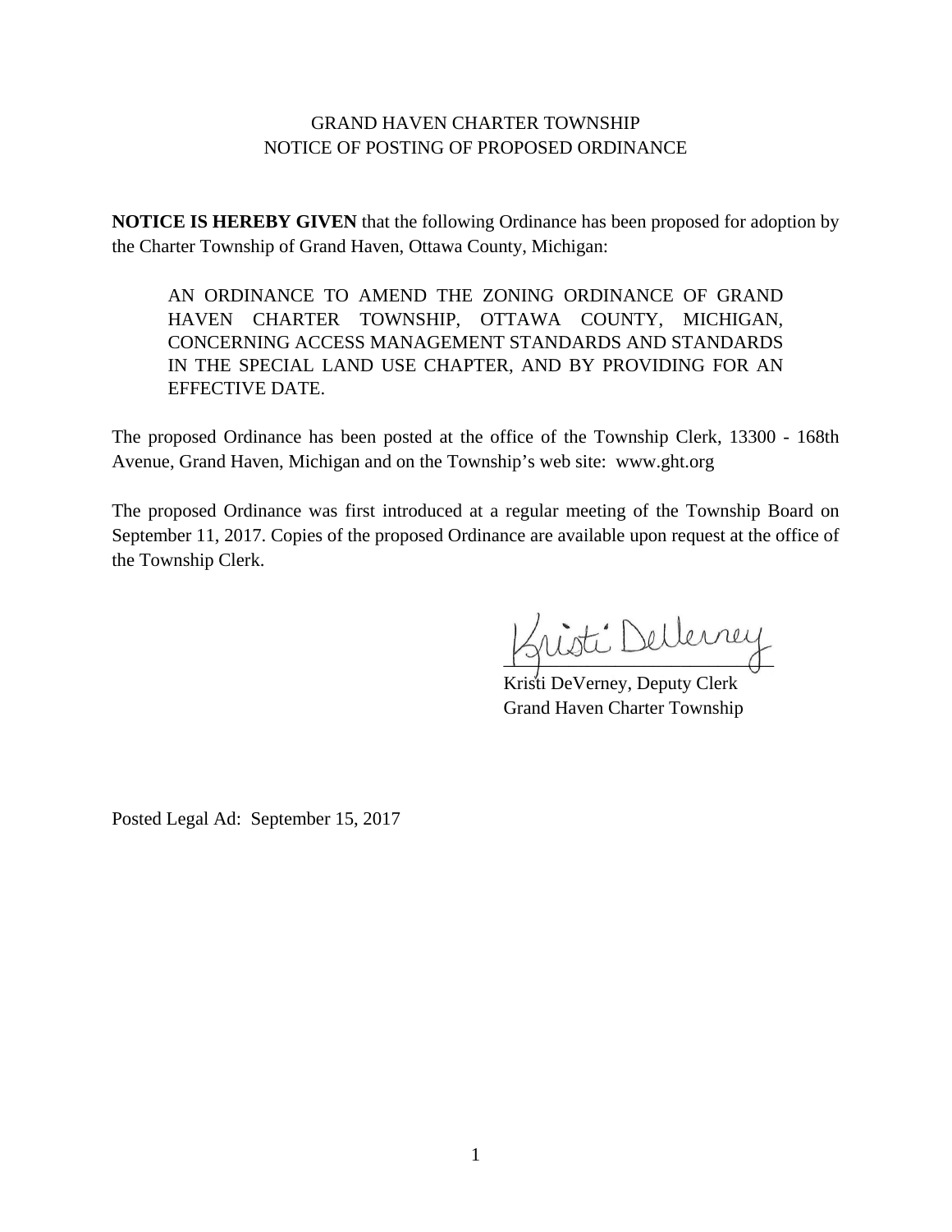# GRAND HAVEN CHARTER TOWNSHIP
## NOTICE OF POSTING OF PROPOSED ORDINANCE

**NOTICE IS HEREBY GIVEN** that the following Ordinance has been proposed for adoption by the Charter Township of Grand Haven, Ottawa County, Michigan:

> AN ORDINANCE TO AMEND THE ZONING ORDINANCE OF GRAND HAVEN CHARTER TOWNSHIP, OTTAWA COUNTY, MICHIGAN, CONCERNING ACCESS MANAGEMENT STANDARDS AND STANDARDS IN THE SPECIAL LAND USE CHAPTER, AND BY PROVIDING FOR AN EFFECTIVE DATE.

The proposed Ordinance has been posted at the office of the Township Clerk, 13300 - 168th Avenue, Grand Haven, Michigan and on the Township's web site: www.ght.org

The proposed Ordinance was first introduced at a regular meeting of the Township Board on September 11, 2017. Copies of the proposed Ordinance are available upon request at the office of the Township Clerk.

Kristi DeVerney

Kristi DeVerney, Deputy Clerk
Grand Haven Charter Township

Posted Legal Ad: September 15, 2017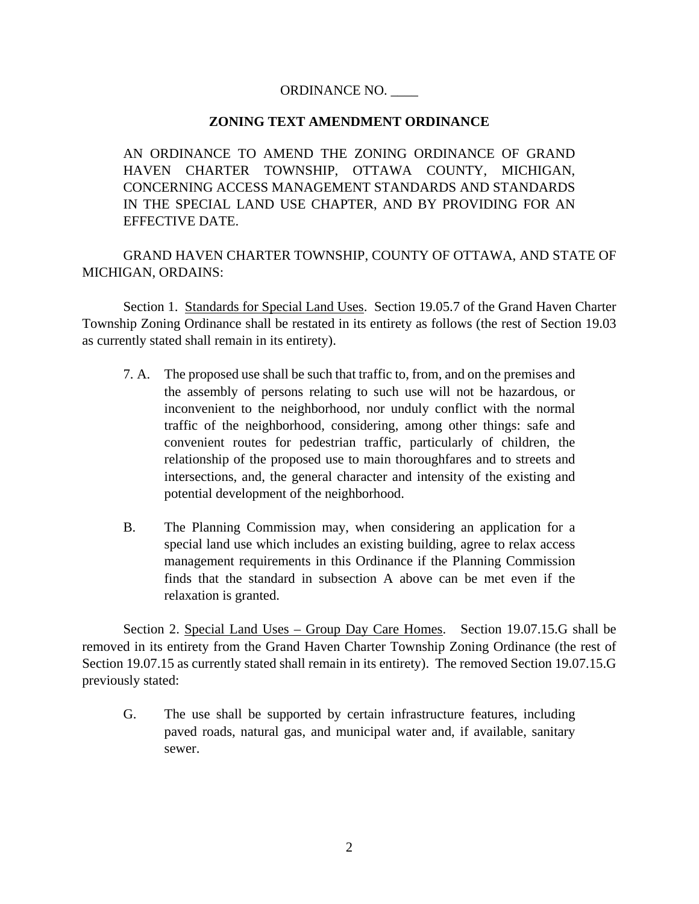ORDINANCE NO. ____

**ZONING TEXT AMENDMENT ORDINANCE**

AN ORDINANCE TO AMEND THE ZONING ORDINANCE OF GRAND HAVEN CHARTER TOWNSHIP, OTTAWA COUNTY, MICHIGAN, CONCERNING ACCESS MANAGEMENT STANDARDS AND STANDARDS IN THE SPECIAL LAND USE CHAPTER, AND BY PROVIDING FOR AN EFFECTIVE DATE.

GRAND HAVEN CHARTER TOWNSHIP, COUNTY OF OTTAWA, AND STATE OF MICHIGAN, ORDAINS:

Section 1. Standards for Special Land Uses. Section 19.05.7 of the Grand Haven Charter Township Zoning Ordinance shall be restated in its entirety as follows (the rest of Section 19.03 as currently stated shall remain in its entirety).

7. A. The proposed use shall be such that traffic to, from, and on the premises and the assembly of persons relating to such use will not be hazardous, or inconvenient to the neighborhood, nor unduly conflict with the normal traffic of the neighborhood, considering, among other things: safe and convenient routes for pedestrian traffic, particularly of children, the relationship of the proposed use to main thoroughfares and to streets and intersections, and, the general character and intensity of the existing and potential development of the neighborhood.

B. The Planning Commission may, when considering an application for a special land use which includes an existing building, agree to relax access management requirements in this Ordinance if the Planning Commission finds that the standard in subsection A above can be met even if the relaxation is granted.

Section 2. Special Land Uses – Group Day Care Homes. Section 19.07.15.G shall be removed in its entirety from the Grand Haven Charter Township Zoning Ordinance (the rest of Section 19.07.15 as currently stated shall remain in its entirety). The removed Section 19.07.15.G previously stated:

G. The use shall be supported by certain infrastructure features, including paved roads, natural gas, and municipal water and, if available, sanitary sewer.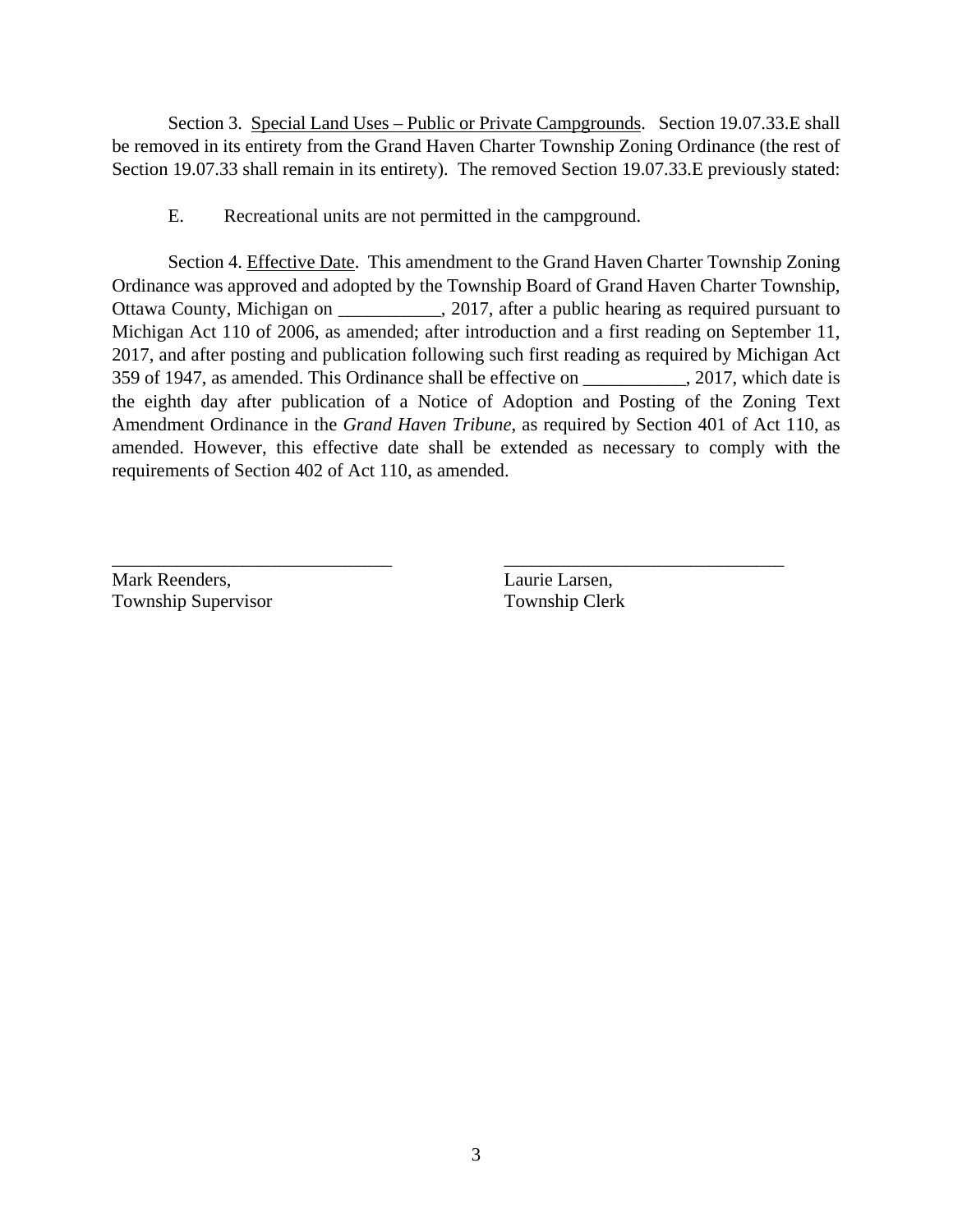Section 3. <u>Special Land Uses – Public or Private Campgrounds</u>. Section 19.07.33.E shall be removed in its entirety from the Grand Haven Charter Township Zoning Ordinance (the rest of Section 19.07.33 shall remain in its entirety). The removed Section 19.07.33.E previously stated:

E. Recreational units are not permitted in the campground.

Section 4. <u>Effective Date</u>. This amendment to the Grand Haven Charter Township Zoning Ordinance was approved and adopted by the Township Board of Grand Haven Charter Township, Ottawa County, Michigan on ___________, 2017, after a public hearing as required pursuant to Michigan Act 110 of 2006, as amended; after introduction and a first reading on September 11, 2017, and after posting and publication following such first reading as required by Michigan Act 359 of 1947, as amended. This Ordinance shall be effective on ___________, 2017, which date is the eighth day after publication of a Notice of Adoption and Posting of the Zoning Text Amendment Ordinance in the *Grand Haven Tribune*, as required by Section 401 of Act 110, as amended. However, this effective date shall be extended as necessary to comply with the requirements of Section 402 of Act 110, as amended.

| ______________________________ | ______________________________ |
|---|---|
| Mark Reenders, | Laurie Larsen, |
| Township Supervisor | Township Clerk |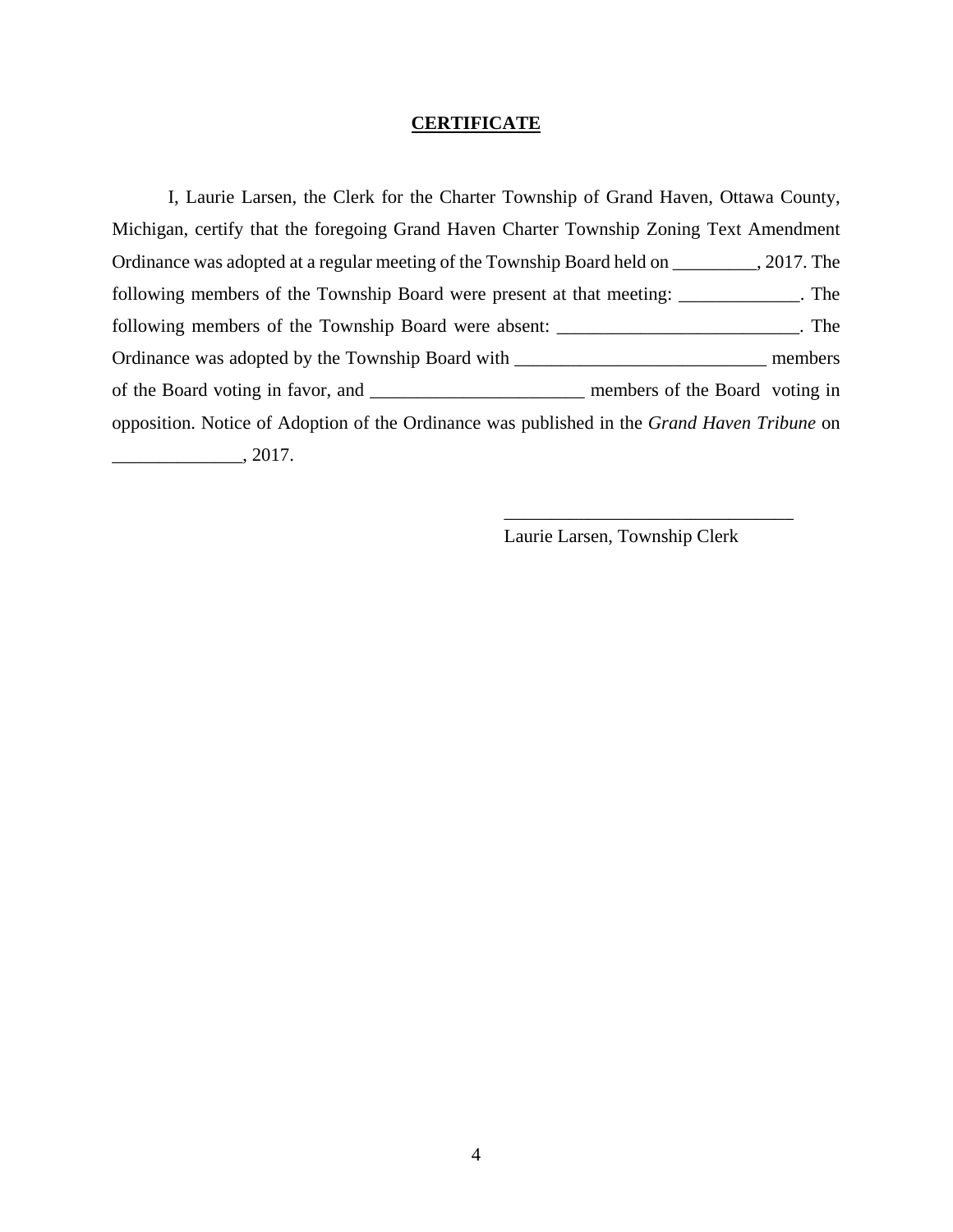**CERTIFICATE**

I, Laurie Larsen, the Clerk for the Charter Township of Grand Haven, Ottawa County, Michigan, certify that the foregoing Grand Haven Charter Township Zoning Text Amendment Ordinance was adopted at a regular meeting of the Township Board held on _________, 2017. The following members of the Township Board were present at that meeting: _____________. The following members of the Township Board were absent: __________________________. The Ordinance was adopted by the Township Board with ___________________________ members of the Board voting in favor, and _______________________ members of the Board voting in opposition. Notice of Adoption of the Ordinance was published in the *Grand Haven Tribune* on ______________, 2017.

_______________________________
Laurie Larsen, Township Clerk